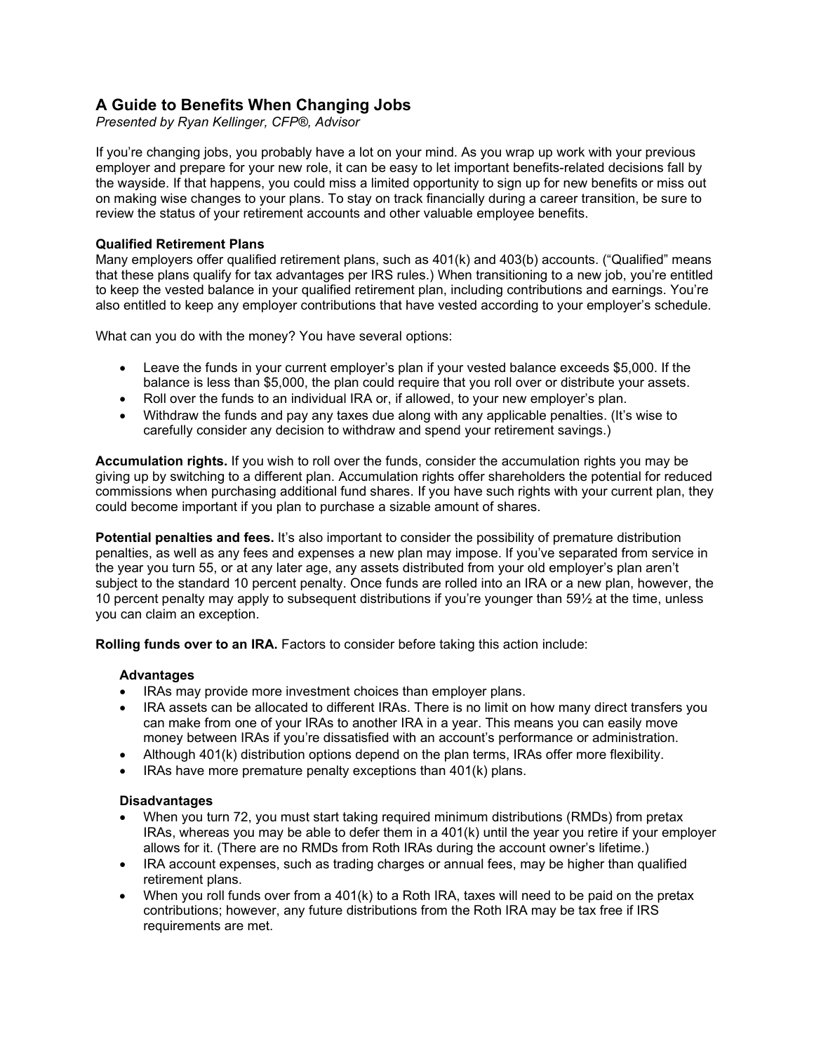# A Guide to Benefits When Changing Jobs

*Presented by Ryan Kellinger, CFP®, Advisor*

If you're changing jobs, you probably have a lot on your mind. As you wrap up work with your previous employer and prepare for your new role, it can be easy to let important benefits-related decisions fall by the wayside. If that happens, you could miss a limited opportunity to sign up for new benefits or miss out on making wise changes to your plans. To stay on track financially during a career transition, be sure to review the status of your retirement accounts and other valuable employee benefits.

### Qualified Retirement Plans

Many employers offer qualified retirement plans, such as 401(k) and 403(b) accounts. ("Qualified" means that these plans qualify for tax advantages per IRS rules.) When transitioning to a new job, you're entitled to keep the vested balance in your qualified retirement plan, including contributions and earnings. You're also entitled to keep any employer contributions that have vested according to your employer's schedule.

What can you do with the money? You have several options:

- Leave the funds in your current employer's plan if your vested balance exceeds $5,000. If the balance is less than $5,000, the plan could require that you roll over or distribute your assets.
- Roll over the funds to an individual IRA or, if allowed, to your new employer's plan.
- Withdraw the funds and pay any taxes due along with any applicable penalties. (It's wise to carefully consider any decision to withdraw and spend your retirement savings.)

**Accumulation rights.** If you wish to roll over the funds, consider the accumulation rights you may be giving up by switching to a different plan. Accumulation rights offer shareholders the potential for reduced commissions when purchasing additional fund shares. If you have such rights with your current plan, they could become important if you plan to purchase a sizable amount of shares.

**Potential penalties and fees.** It's also important to consider the possibility of premature distribution penalties, as well as any fees and expenses a new plan may impose. If you've separated from service in the year you turn 55, or at any later age, any assets distributed from your old employer's plan aren't subject to the standard 10 percent penalty. Once funds are rolled into an IRA or a new plan, however, the 10 percent penalty may apply to subsequent distributions if you're younger than 59½ at the time, unless you can claim an exception.

**Rolling funds over to an IRA.** Factors to consider before taking this action include:

**Advantages**

- IRAs may provide more investment choices than employer plans.
- IRA assets can be allocated to different IRAs. There is no limit on how many direct transfers you can make from one of your IRAs to another IRA in a year. This means you can easily move money between IRAs if you're dissatisfied with an account's performance or administration.
- Although 401(k) distribution options depend on the plan terms, IRAs offer more flexibility.
- IRAs have more premature penalty exceptions than 401(k) plans.

**Disadvantages**

- When you turn 72, you must start taking required minimum distributions (RMDs) from pretax IRAs, whereas you may be able to defer them in a 401(k) until the year you retire if your employer allows for it. (There are no RMDs from Roth IRAs during the account owner's lifetime.)
- IRA account expenses, such as trading charges or annual fees, may be higher than qualified retirement plans.
- When you roll funds over from a 401(k) to a Roth IRA, taxes will need to be paid on the pretax contributions; however, any future distributions from the Roth IRA may be tax free if IRS requirements are met.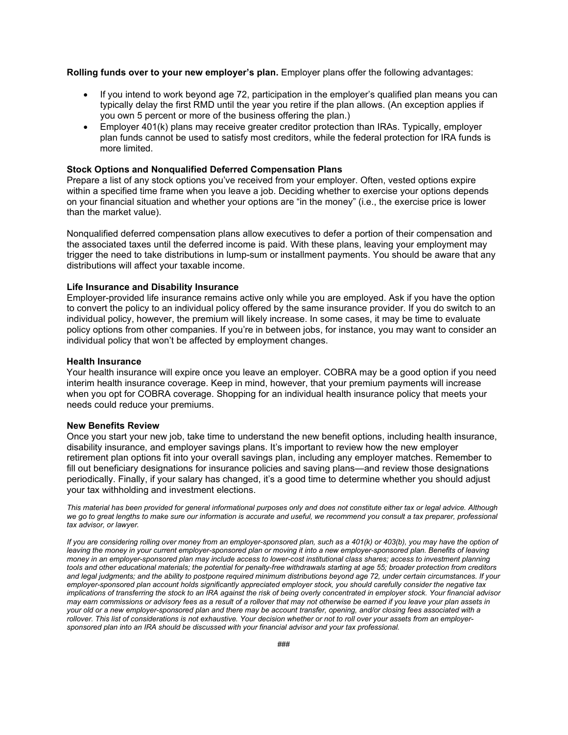**Rolling funds over to your new employer's plan.** Employer plans offer the following advantages:

- If you intend to work beyond age 72, participation in the employer's qualified plan means you can typically delay the first RMD until the year you retire if the plan allows. (An exception applies if you own 5 percent or more of the business offering the plan.)
- Employer 401(k) plans may receive greater creditor protection than IRAs. Typically, employer plan funds cannot be used to satisfy most creditors, while the federal protection for IRA funds is more limited.

**Stock Options and Nonqualified Deferred Compensation Plans**

Prepare a list of any stock options you've received from your employer. Often, vested options expire within a specified time frame when you leave a job. Deciding whether to exercise your options depends on your financial situation and whether your options are "in the money" (i.e., the exercise price is lower than the market value).

Nonqualified deferred compensation plans allow executives to defer a portion of their compensation and the associated taxes until the deferred income is paid. With these plans, leaving your employment may trigger the need to take distributions in lump-sum or installment payments. You should be aware that any distributions will affect your taxable income.

**Life Insurance and Disability Insurance**

Employer-provided life insurance remains active only while you are employed. Ask if you have the option to convert the policy to an individual policy offered by the same insurance provider. If you do switch to an individual policy, however, the premium will likely increase. In some cases, it may be time to evaluate policy options from other companies. If you're in between jobs, for instance, you may want to consider an individual policy that won't be affected by employment changes.

**Health Insurance**

Your health insurance will expire once you leave an employer. COBRA may be a good option if you need interim health insurance coverage. Keep in mind, however, that your premium payments will increase when you opt for COBRA coverage. Shopping for an individual health insurance policy that meets your needs could reduce your premiums.

**New Benefits Review**

Once you start your new job, take time to understand the new benefit options, including health insurance, disability insurance, and employer savings plans. It's important to review how the new employer retirement plan options fit into your overall savings plan, including any employer matches. Remember to fill out beneficiary designations for insurance policies and saving plans—and review those designations periodically. Finally, if your salary has changed, it's a good time to determine whether you should adjust your tax withholding and investment elections.

*This material has been provided for general informational purposes only and does not constitute either tax or legal advice. Although we go to great lengths to make sure our information is accurate and useful, we recommend you consult a tax preparer, professional tax advisor, or lawyer.*

*If you are considering rolling over money from an employer-sponsored plan, such as a 401(k) or 403(b), you may have the option of leaving the money in your current employer-sponsored plan or moving it into a new employer-sponsored plan. Benefits of leaving money in an employer-sponsored plan may include access to lower-cost institutional class shares; access to investment planning tools and other educational materials; the potential for penalty-free withdrawals starting at age 55; broader protection from creditors and legal judgments; and the ability to postpone required minimum distributions beyond age 72, under certain circumstances. If your employer-sponsored plan account holds significantly appreciated employer stock, you should carefully consider the negative tax implications of transferring the stock to an IRA against the risk of being overly concentrated in employer stock. Your financial advisor may earn commissions or advisory fees as a result of a rollover that may not otherwise be earned if you leave your plan assets in your old or a new employer-sponsored plan and there may be account transfer, opening, and/or closing fees associated with a rollover. This list of considerations is not exhaustive. Your decision whether or not to roll over your assets from an employer-sponsored plan into an IRA should be discussed with your financial advisor and your tax professional.*

###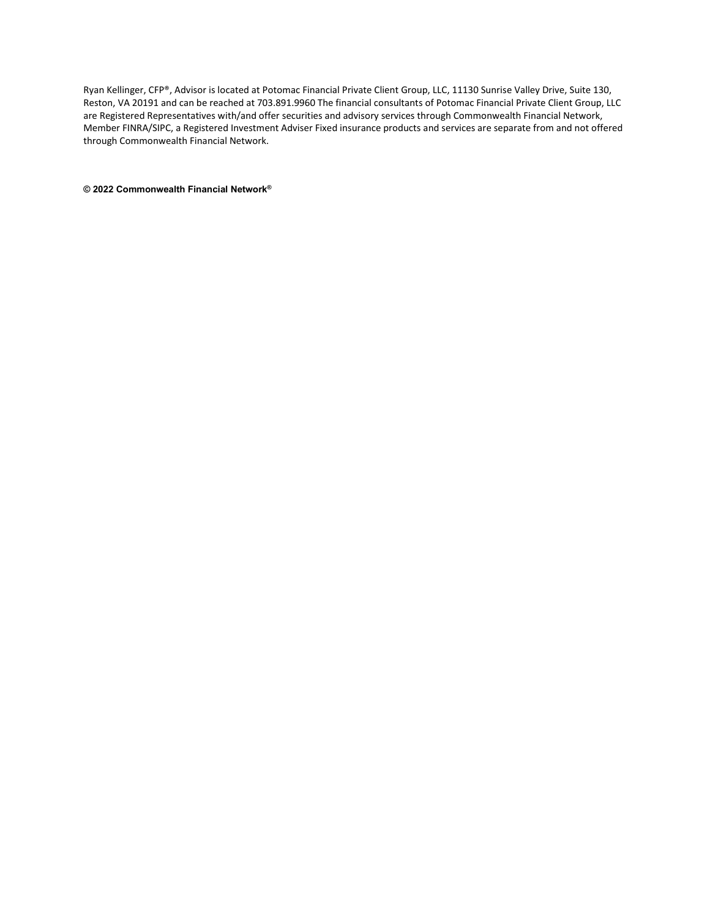Ryan Kellinger, CFP®, Advisor is located at Potomac Financial Private Client Group, LLC, 11130 Sunrise Valley Drive, Suite 130, Reston, VA 20191 and can be reached at 703.891.9960 The financial consultants of Potomac Financial Private Client Group, LLC are Registered Representatives with/and offer securities and advisory services through Commonwealth Financial Network, Member FINRA/SIPC, a Registered Investment Adviser Fixed insurance products and services are separate from and not offered through Commonwealth Financial Network.

**© 2022 Commonwealth Financial Network®**